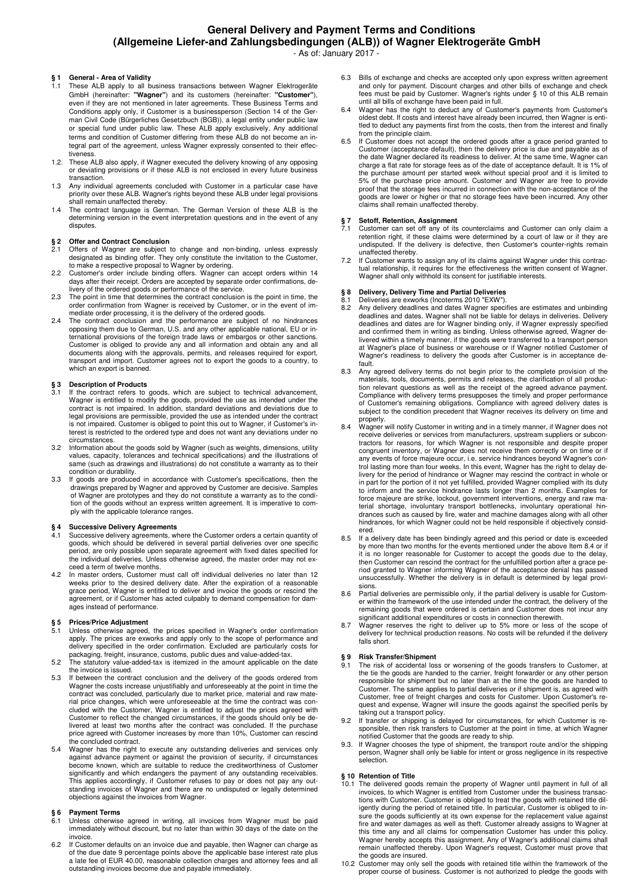# General Delivery and Payment Terms and Conditions (Allgemeine Liefer-and Zahlungsbedingungen (ALB)) of Wagner Elektrogeräte GmbH

- As of: January 2017 -

## § 1 General - Area of Validity

1.1 These ALB apply to all business transactions between Wagner Elektrogeräte GmbH (hereinafter: **"Wagner"**) and its customers (hereinafter: **"Customer"**), even if they are not mentioned in later agreements. These Business Terms and Conditions apply only, if Customer is a businessperson (Section 14 of the German Civil Code (Bürgerliches Gesetzbuch (BGB)), a legal entity under public law or special fund under public law. These ALB apply exclusively. Any additional terms and condition of Customer differing from these ALB do not become an integral part of the agreement, unless Wagner expressly consented to their effectiveness.

1.2. These ALB also apply, if Wagner executed the delivery knowing of any opposing or deviating provisions or if these ALB is not enclosed in every future business transaction.

1.3 Any individual agreements concluded with Customer in a particular case have priority over these ALB. Wagner's rights beyond these ALB under legal provisions shall remain unaffected thereby.

1.4 The contract language is German. The German Version of these ALB is the determining version in the event interpretation questions and in the event of any disputes.

## § 2 Offer and Contract Conclusion

2.1 Offers of Wagner are subject to change and non-binding, unless expressly designated as binding offer. They only constitute the invitation to the Customer, to make a respective proposal to Wagner by ordering.

2.2 Customer's order include binding offers. Wagner can accept orders within 14 days after their receipt. Orders are accepted by separate order confirmations, delivery of the ordered goods or performance of the service.

2.3 The point in time that determines the contract conclusion is the point in time, the order confirmation from Wagner is received by Customer, or in the event of immediate order processing, it is the delivery of the ordered goods.

2.4 The contract conclusion and the performance are subject of no hindrances opposing them due to German, U.S. and any other applicable national, EU or international provisions of the foreign trade laws or embargos or other sanctions. Customer is obliged to provide any and all information and obtain any and all documents along with the approvals, permits, and releases required for export, transport and import. Customer agrees not to export the goods to a country, to which an export is banned.

## § 3 Description of Products

3.1 If the contract refers to goods, which are subject to technical advancement, Wagner is entitled to modify the goods, provided the use as intended under the contract is not impaired. In addition, standard deviations and deviations due to legal provisions are permissible, provided the use as intended under the contract is not impaired. Customer is obliged to point this out to Wagner, if Customer's interest is restricted to the ordered type and does not want any deviations under no circumstances.

3.2 Information about the goods sold by Wagner (such as weights, dimensions, utility values, capacity, tolerances and technical specifications) and the illustrations of same (such as drawings and illustrations) do not constitute a warranty as to their condition or durability.

3.3 If goods are produced in accordance with Customer's specifications, then the drawings prepared by Wagner and approved by Customer are decisive. Samples of Wagner are prototypes and they do not constitute a warranty as to the condition of the goods without an express written agreement. It is imperative to comply with the applicable tolerance ranges.

## § 4 Successive Delivery Agreements

4.1 Successive delivery agreements, where the Customer orders a certain quantity of goods, which should be delivered in several partial deliveries over one specific period, are only possible upon separate agreement with fixed dates specified for the individual deliveries. Unless otherwise agreed, the master order may not exceed a term of twelve months.

4.2 In master orders, Customer must call off individual deliveries no later than 12 weeks prior to the desired delivery date. After the expiration of a reasonable grace period, Wagner is entitled to deliver and invoice the goods or rescind the agreement, or if Customer has acted culpably to demand compensation for damages instead of performance.

## § 5 Prices/Price Adjustment

5.1 Unless otherwise agreed, the prices specified in Wagner's order confirmation apply. The prices are exworks and apply only to the scope of performance and delivery specified in the order confirmation. Excluded are particularly costs for packaging, freight, insurance, customs, public dues and value-added-tax.

5.2 The statutory value-added-tax is itemized in the amount applicable on the date the invoice is issued.

5.3 If between the contract conclusion and the delivery of the goods ordered from Wagner the costs increase unjustifiably and unforeseeably at the point in time the contract was concluded, particularly due to market price, material and raw material price changes, which were unforeseeable at the time the contract was concluded with the Customer, Wagner is entitled to adjust the prices agreed with Customer to reflect the changed circumstances, if the goods should only be delivered at least two months after the contract was concluded. If the purchase price agreed with Customer increases by more than 10%, Customer can rescind the concluded contract.

5.4 Wagner has the right to execute any outstanding deliveries and services only against advance payment or against the provision of security, if circumstances become known, which are suitable to reduce the creditworthiness of Customer significantly and which endangers the payment of any outstanding receivables. This applies accordingly, if Customer refuses to pay or does not pay any outstanding invoices of Wagner and there are no undisputed or legally determined objections against the invoices from Wagner.

## § 6 Payment Terms

6.1 Unless otherwise agreed in writing, all invoices from Wagner must be paid immediately without discount, but no later than within 30 days of the date on the invoice.

6.2 If Customer defaults on an invoice due and payable, then Wagner can charge as of the due date 9 percentage points above the applicable base interest rate plus a late fee of EUR 40.00, reasonable collection charges and attorney fees and all outstanding invoices become due and payable immediately.

6.3 Bills of exchange and checks are accepted only upon express written agreement and only for payment. Discount charges and other bills of exchange and check fees must be paid by Customer. Wagner's rights under § 10 of this ALB remain until all bills of exchange have been paid in full.

6.4 Wagner has the right to deduct any of Customer's payments from Customer's oldest debt. If costs and interest have already been incurred, then Wagner is entitled to deduct any payments first from the costs, then from the interest and finally from the principle claim.

6.5 If Customer does not accept the ordered goods after a grace period granted to Customer (acceptance default), then the delivery price is due and payable as of the date Wagner declared its readiness to deliver. At the same time, Wagner can charge a flat rate for storage fees as of the date of acceptance default. It is 1% of the purchase amount per started week without special proof and it is limited to 5% of the purchase price amount. Customer and Wagner are free to provide proof that the storage fees incurred in connection with the non-acceptance of the goods are lower or higher or that no storage fees have been incurred. Any other claims shall remain unaffected thereby.

## § 7 Setoff, Retention, Assignment

7.1 Customer can set off any of its counterclaims and Customer can only claim a retention right, if these claims were determined by a court of law or if they are undisputed. If the delivery is defective, then Customer's counter-rights remain unaffected thereby.

7.2 If Customer wants to assign any of its claims against Wagner under this contractual relationship, it requires for the effectiveness the written consent of Wagner. Wagner shall only withhold its consent for justifiable interests.

## § 8 Delivery, Delivery Time and Partial Deliveries

8.1 Deliveries are exworks (Incoterms 2010 "EXW").

8.2 Any delivery deadlines and dates Wagner specifies are estimates and unbinding deadlines and dates. Wagner shall not be liable for delays in deliveries. Delivery deadlines and dates are for Wagner binding only, if Wagner expressly specified and confirmed them in writing as binding. Unless otherwise agreed, Wagner delivered within a timely manner, if the goods were transferred to a transport person at Wagner's place of business or warehouse or if Wagner notified Customer of Wagner's readiness to delivery the goods after Customer is in acceptance default.

8.3 Any agreed delivery terms do not begin prior to the complete provision of the materials, tools, documents, permits and releases, the clarification of all production relevant questions as well as the receipt of the agreed advance payment. Compliance with delivery terms presupposes the timely and proper performance of Customer's remaining obligations. Compliance with agreed delivery dates is subject to the condition precedent that Wagner receives its delivery on time and properly.

8.4 Wagner will notify Customer in writing and in a timely manner, if Wagner does not receive deliveries or services from manufacturers, upstream suppliers or subcontractors for reasons, for which Wagner is not responsible and despite proper congruent inventory, or Wagner does not receive them correctly or on time or if any events of force majeure occur, i.e. service hindrances beyond Wagner's control lasting more than four weeks. In this event, Wagner has the right to delay delivery for the period of hindrance or Wagner may rescind the contract in whole or in part for the portion of it not yet fulfilled, provided Wagner complied with its duty to inform and the service hindrance lasts longer than 2 months. Examples for force majeure are strike, lockout, government interventions, energy and raw material shortage, involuntary transport bottlenecks, involuntary operational hindrances such as caused by fire, water and machine damages along with all other hindrances, for which Wagner could not be held responsible if objectively considered.

8.5 If a delivery date has been bindingly agreed and this period or date is exceeded by more than two months for the events mentioned under the above Item 8.4 or if it is no longer reasonable for Customer to accept the goods due to the delay, then Customer can rescind the contract for the unfulfilled portion after a grace period granted to Wagner informing Wagner of the acceptance denial has passed unsuccessfully. Whether the delivery is in default is determined by legal provisions.

8.6 Partial deliveries are permissible only, if the partial delivery is usable for Customer within the framework of the use intended under the contract, the delivery of the remaining goods that were ordered is certain and Customer does not incur any significant additional expenditures or costs in connection therewith.

8.7 Wagner reserves the right to deliver up to 5% more or less of the scope of delivery for technical production reasons. No costs will be refunded if the delivery falls short.

## § 9 Risk Transfer/Shipment

9.1 The risk of accidental loss or worsening of the goods transfers to Customer, at the tie the goods are handed to the carrier, freight forwarder or any other person responsible for shipment but no later than at the time the goods are handed to Customer. The same applies to partial deliveries or if shipment is, as agreed with Customer, free of freight charges and costs for Customer. Upon Customer's request and expense, Wagner will insure the goods against the specified perils by taking out a transport policy.

9.2 If transfer or shipping is delayed for circumstances, for which Customer is responsible, then risk transfers to Customer at the point in time, at which Wagner notified Customer that the goods are ready to ship.

9.3. If Wagner chooses the type of shipment, the transport route and/or the shipping person, Wagner shall only be liable for intent or gross negligence in its respective selection.

## § 10 Retention of Title

10.1 The delivered goods remain the property of Wagner until payment in full of all invoices, to which Wagner is entitled from Customer under the business transactions with Customer. Customer is obliged to treat the goods with retained title diligently during the period of retained title. In particular, Customer is obliged to insure the goods sufficiently at its own expense for the replacement value against fire and water damages as well as theft. Customer already assigns to Wagner at this time any and all claims for compensation Customer has under this policy. Wagner hereby accepts this assignment. Any of Wagner's additional claims shall remain unaffected thereby. Upon Wagner's request, Customer must prove that the goods are insured.

10.2 Customer may only sell the goods with retained title within the framework of the proper course of business. Customer is not authorized to pledge the goods with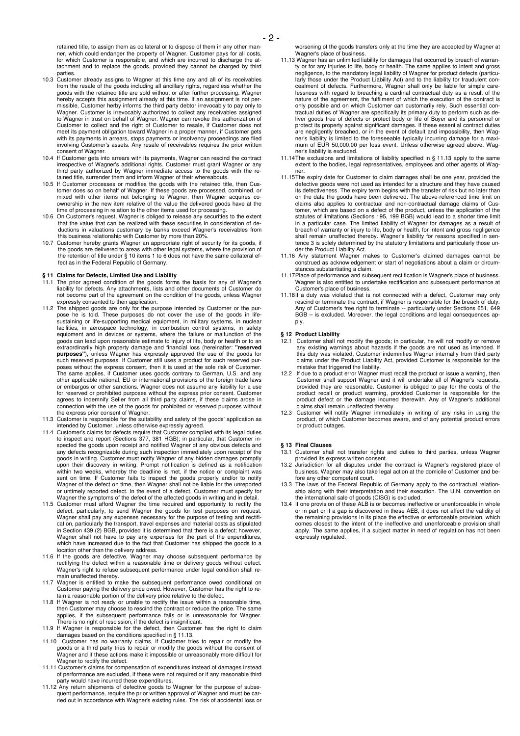retained title, to assign them as collateral or to dispose of them in any other manner, which could endanger the property of Wagner. Customer pays for all costs, for which Customer is responsible, and which are incurred to discharge the attachment and to replace the goods, provided they cannot be charged by third parties.

10.3 Customer already assigns to Wagner at this time any and all of its receivables from the resale of the goods including all ancillary rights, regardless whether the goods with the retained title are sold without or after further processing. Wagner hereby accepts this assignment already at this time. If an assignment is not permissible, Customer herby informs the third party debtor irrevocably to pay only to Wagner. Customer is irrevocably authorized to collect any receivables assigned to Wagner in trust on behalf of Wagner. Wagner can revoke this authorization of Customer to collect and the right of Customer to resale, if Customer does not meet its payment obligation toward Wagner in a proper manner, if Customer gets with its payments in arrears, stops payments or insolvency proceedings are filed involving Customer's assets. Any resale of receivables requires the prior written consent of Wagner.

10.4 If Customer gets into arrears with its payments, Wagner can rescind the contract irrespective of Wagner's additional rights. Customer must grant Wagner or any third party authorized by Wagner immediate access to the goods with the retained title, surrender them and inform Wagner of their whereabouts.

10.5 If Customer processes or modifies the goods with the retained title, then Customer does so on behalf of Wagner. If these goods are processed, combined, or mixed with other items not belonging to Wagner, then Wagner acquires co-ownership in the new item relative of the value the delivered goods have at the time of processing in relation to the other items used for processing.

10.6 On Customer's request, Wagner is obliged to release any securities to the extent that the value that can be realized with these securities in consideration of deductions in valuations customary by banks exceed Wagner's receivables from this business relationship with Customer by more than 20%.

10.7 Customer hereby grants Wagner an appropriate right of security for its goods, if the goods are delivered to areas with other legal systems, where the provision of the retention of title under § 10 items 1 to 6 does not have the same collateral effect as in the Federal Republic of Germany.

## § 11 Claims for Defects, Limited Use and Liability

11.1 The prior agreed condition of the goods forms the basis for any of Wagner's liability for defects. Any attachments, lists and other documents of Customer do not become part of the agreement on the condition of the goods, unless Wagner expressly consented to their application.

11.2 The shipped goods are only for the purpose intended by Customer or the purpose he is told. These purposes do not cover the use of the goods in life-sustaining or life-supporting medical equipment, in military systems, in nuclear facilities, in aerospace technology, in combustion control systems, in safety equipment and in devices or systems, where the failure or malfunction of the goods can lead upon reasonable estimate to injury of life, body or health or to an extraordinarily high property damage and financial loss (hereinafter: **"reserved purposes"**), unless Wagner has expressly approved the use of the goods for such reserved purposes. If Customer still uses a product for such reserved purposes without the express consent, then it is used at the sole risk of Customer. The same applies, if Customer uses goods contrary to German, U.S. and any other applicable national, EU or international provisions of the foreign trade laws or embargos or other sanctions. Wagner does not assume any liability for a use for reserved or prohibited purposes without the express prior consent. Customer agrees to indemnify Seller from all third party claims, if these claims arose in connection with the use of the goods for prohibited or reserved purposes without the express prior consent of Wagner.

11.3 Customer is responsible for the suitability and safety of the goods' application as intended by Customer, unless otherwise expressly agreed.

11.4 Customer's claims for defects require that Customer complied with its legal duties to inspect and report (Sections 377, 381 HGB); in particular, that Customer inspected the goods upon receipt and notified Wagner of any obvious defects and any defects recognizable during such inspection immediately upon receipt of the goods in writing. Customer must notify Wagner of any hidden damages promptly upon their discovery in writing. Prompt notification is defined as a notification within two weeks, whereby the deadline is met, if the notice or complaint was sent on time. If Customer fails to inspect the goods properly and/or to notify Wagner of the defect on time, then Wagner shall not be liable for the unreported or untimely reported defect. In the event of a defect, Customer must specify for Wagner the symptoms of the defect of the affected goods in writing and in detail.

11.5 Customer must afford Wagner the time required and opportunity to rectify the defect, particularly, to send Wagner the goods for test purposes on request. Wagner shall pay any expenses necessary for the purpose of testing and rectification, particularly the transport, travel expenses and material costs as stipulated in Section 439 (2) BGB, provided it is determined that there is a defect; however, Wagner shall not have to pay any expenses for the part of the expenditures, which have increased due to the fact that Customer has shipped the goods to a location other than the delivery address.

11.6 If the goods are defective, Wagner may choose subsequent performance by rectifying the defect within a reasonable time or delivery goods without defect. Wagner's right to refuse subsequent performance under legal condition shall remain unaffected thereby.

11.7 Wagner is entitled to make the subsequent performance owed conditional on Customer paying the delivery price owed. However, Customer has the right to retain a reasonable portion of the delivery price relative to the defect.

11.8 If Wagner is not ready or unable to rectify the issue within a reasonable time, then Customer may choose to rescind the contract or reduce the price. The same applies, if the subsequent performance fails or is unreasonable for Wagner. There is no right of rescission, if the defect is insignificant.

11.9 If Wagner is responsible for the defect, then Customer has the right to claim damages based on the conditions specified in § 11.13.

11.10 Customer has no warranty claims, if Customer tries to repair or modify the goods or a third party tries to repair or modify the goods without the consent of Wagner and if these actions make it impossible or unreasonably more difficult for Wagner to rectify the defect.

11.11 Customer's claims for compensation of expenditures instead of damages instead of performance are excluded, if these were not required or if any reasonable third party would have incurred these expenditures.

11.12 Any return shipments of defective goods to Wagner for the purpose of subsequent performance, require the prior written approval of Wagner and must be carried out in accordance with Wagner's existing rules. The risk of accidental loss or worsening of the goods transfers only at the time they are accepted by Wagner at Wagner's place of business.

11.13 Wagner has an unlimited liability for damages that occurred by breach of warranty or for any injuries to life, body or health. The same applies to intent and gross negligence, to the mandatory legal liability of Wagner for product defects (particularly those under the Product Liability Act) and to the liability for fraudulent concealment of defects. Furthermore, Wagner shall only be liable for simple carelessness with regard to breaching a cardinal contractual duty as a result of the nature of the agreement, the fulfilment of which the execution of the contract is only possible and on which Customer can customarily rely. Such essential contractual duties of Wagner are specifically its primary duty to perform such as deliver goods free of defects or protect body or life of Buyer and its personnel or protect its property against significant damages. If these essential contract duties are negligently breached, or in the event of default and impossibility, then Wagner's liability is limited to the foreseeable typically incurring damage for a maximum of EUR 50,000.00 per loss event. Unless otherwise agreed above, Wagner's liability is excluded.

11.14 The exclusions and limitations of liability specified in § 11.13 apply to the same extent to the bodies, legal representatives, employees and other agents of Wagner.

11.15 The expiry date for Customer to claim damages shall be one year, provided the defective goods were not used as intended for a structure and they have caused its defectiveness. The expiry term begins with the transfer of risk but no later than on the date the goods have been delivered. The above-referenced time limit on claims also applies to contractual and non-contractual damage claims of Customer, which are based on a defect of the product, unless the application of the statutes of limitations (Sections 195, 199 BGB) would lead to a shorter time limit in a particular case. The limited liability of Wagner for damages as a result of breach of warranty or injury to life, body or health, for intent and gross negligence shall remain unaffected thereby. Wagner's liability for reasons specified in sentence 3 is solely determined by the statutory limitations and particularly those under the Product Liability Act.

11.16 Any statement Wagner makes to Customer's claimed damages cannot be construed as acknowledgement or start of negotiations about a claim or circumstances substantiating a claim.

11.17 Place of performance and subsequent rectification is Wagner's place of business. Wagner is also entitled to undertake rectification and subsequent performance at Customer's place of business.

11.18 If a duty was violated that is not connected with a defect, Customer may only rescind or terminate the contract, if Wagner is responsible for the breach of duty. Any of Customer's free right to terminate -- particularly under Sections 651, 649 BGB – is excluded. Moreover, the legal conditions and legal consequences apply.

## § 12 Product Liability

12.1 Customer shall not modify the goods; in particular, he will not modify or remove any existing warnings about hazards if the goods are not used as intended. If this duty was violated, Customer indemnifies Wagner internally from third party claims under the Product Liability Act, provided Customer is responsible for the mistake that triggered the liability.

12.2 If due to a product error Wagner must recall the product or issue a warning, then Customer shall support Wagner and it will undertake all of Wagner's requests, provided they are reasonable. Customer is obliged to pay for the costs of the product recall or product warming, provided Customer is responsible for the product defect or the damage incurred therewith. Any of Wagner's additional claims shall remain unaffected thereby.

12.3 Customer will notify Wagner immediately in writing of any risks in using the product, of which Customer becomes aware, and of any potential product errors or product outages.

## § 13 Final Clauses

13.1 Customer shall not transfer rights and duties to third parties, unless Wagner provided its express written consent.

13.2 Jurisdiction for all disputes under the contract is Wagner's registered place of business. Wagner may also take legal action at the domicile of Customer and before any other competent court.

13.3 The laws of the Federal Republic of Germany apply to the contractual relationship along with their interpretation and their execution. The U.N. convention on the international sale of goods (CISG) is excluded.

13.4 If one provision of these ALB is or becomes ineffective or unenforceable in whole or in part or if a gap is discovered in these AEB, it does not affect the validity of the remaining provisions In its place the effective or enforceable provision, which comes closest to the intent of the ineffective and unenforceable provision shall apply. The same applies, if a subject matter in need of regulation has not been expressly regulated.